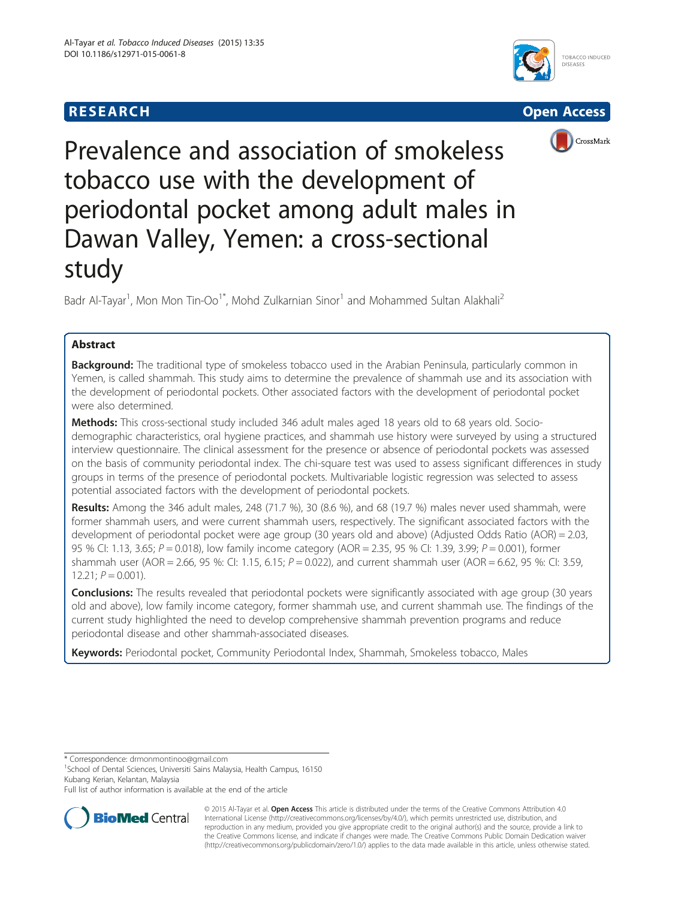RESEARCH Open Access

# Prevalence and association of smokeless tobacco use with the development of periodontal pocket among adult males in Dawan Valley, Yemen: a cross-sectional study

Badr Al-Tayar[1], Mon Mon Tin-Oo[1*], Mohd Zulkarnian Sinor[1] and Mohammed Sultan Alakhali[2]

## Abstract

**Background:** The traditional type of smokeless tobacco used in the Arabian Peninsula, particularly common in Yemen, is called shammah. This study aims to determine the prevalence of shammah use and its association with the development of periodontal pockets. Other associated factors with the development of periodontal pocket were also determined.

**Methods:** This cross-sectional study included 346 adult males aged 18 years old to 68 years old. Socio-demographic characteristics, oral hygiene practices, and shammah use history were surveyed by using a structured interview questionnaire. The clinical assessment for the presence or absence of periodontal pockets was assessed on the basis of community periodontal index. The chi-square test was used to assess significant differences in study groups in terms of the presence of periodontal pockets. Multivariable logistic regression was selected to assess potential associated factors with the development of periodontal pockets.

**Results:** Among the 346 adult males, 248 (71.7 %), 30 (8.6 %), and 68 (19.7 %) males never used shammah, were former shammah users, and were current shammah users, respectively. The significant associated factors with the development of periodontal pocket were age group (30 years old and above) (Adjusted Odds Ratio (AOR) = 2.03, 95 % CI: 1.13, 3.65; $P = 0.018$), low family income category (AOR = 2.35, 95 % CI: 1.39, 3.99; $P = 0.001$), former shammah user (AOR = 2.66, 95 %: CI: 1.15, 6.15; $P = 0.022$), and current shammah user (AOR = 6.62, 95 %: CI: 3.59, 12.21; $P = 0.001$).

**Conclusions:** The results revealed that periodontal pockets were significantly associated with age group (30 years old and above), low family income category, former shammah use, and current shammah use. The findings of the current study highlighted the need to develop comprehensive shammah prevention programs and reduce periodontal disease and other shammah-associated diseases.

**Keywords:** Periodontal pocket, Community Periodontal Index, Shammah, Smokeless tobacco, Males

\* Correspondence: drmonmontinoo@gmail.com
[1]School of Dental Sciences, Universiti Sains Malaysia, Health Campus, 16150 Kubang Kerian, Kelantan, Malaysia
Full list of author information is available at the end of the article

© 2015 Al-Tayar et al. **Open Access** This article is distributed under the terms of the Creative Commons Attribution 4.0 International License (http://creativecommons.org/licenses/by/4.0/), which permits unrestricted use, distribution, and reproduction in any medium, provided you give appropriate credit to the original author(s) and the source, provide a link to the Creative Commons license, and indicate if changes were made. The Creative Commons Public Domain Dedication waiver (http://creativecommons.org/publicdomain/zero/1.0/) applies to the data made available in this article, unless otherwise stated.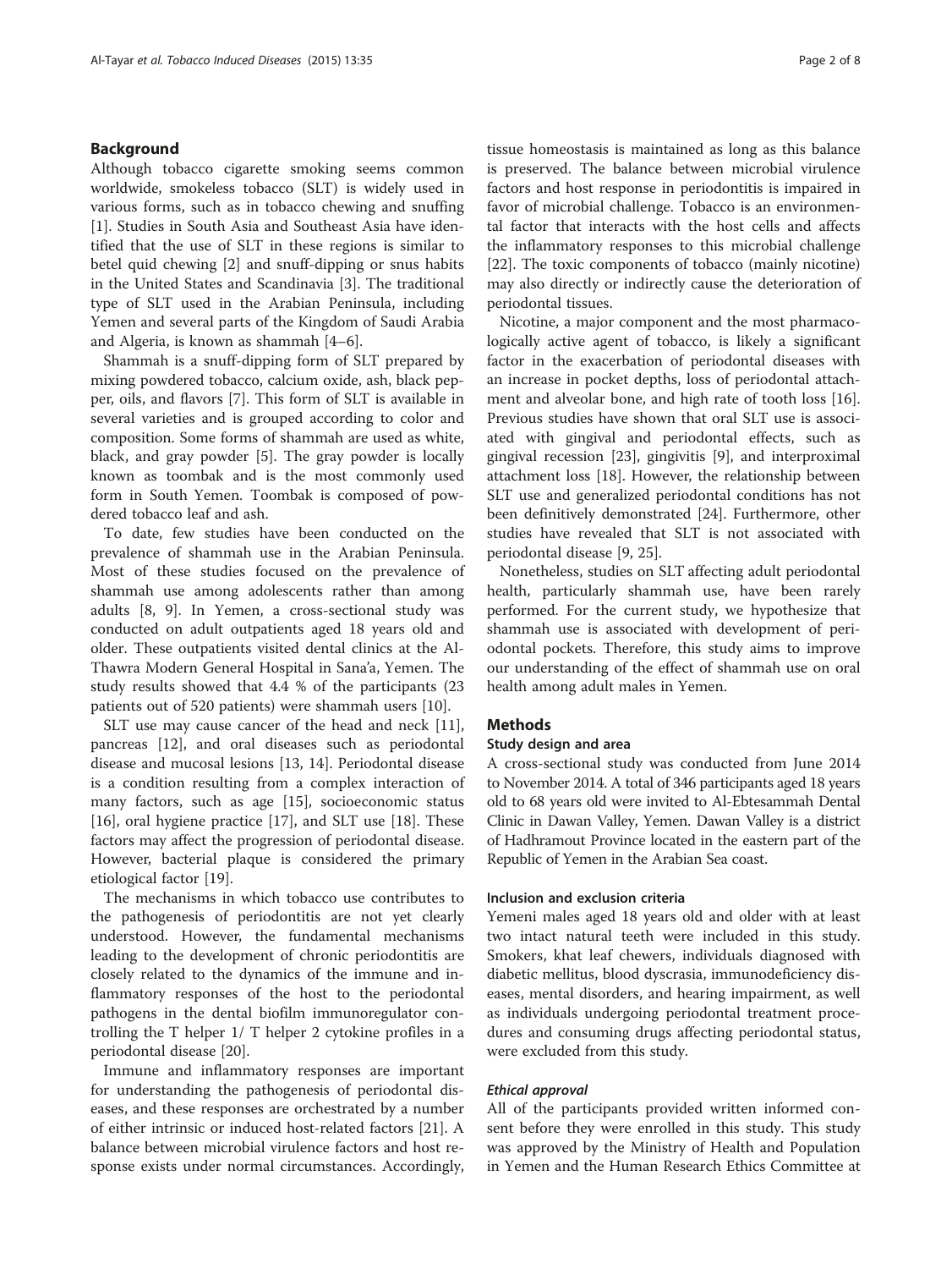## Background

Although tobacco cigarette smoking seems common worldwide, smokeless tobacco (SLT) is widely used in various forms, such as in tobacco chewing and snuffing [1]. Studies in South Asia and Southeast Asia have identified that the use of SLT in these regions is similar to betel quid chewing [2] and snuff-dipping or snus habits in the United States and Scandinavia [3]. The traditional type of SLT used in the Arabian Peninsula, including Yemen and several parts of the Kingdom of Saudi Arabia and Algeria, is known as shammah [4–6].

Shammah is a snuff-dipping form of SLT prepared by mixing powdered tobacco, calcium oxide, ash, black pepper, oils, and flavors [7]. This form of SLT is available in several varieties and is grouped according to color and composition. Some forms of shammah are used as white, black, and gray powder [5]. The gray powder is locally known as toombak and is the most commonly used form in South Yemen. Toombak is composed of powdered tobacco leaf and ash.

To date, few studies have been conducted on the prevalence of shammah use in the Arabian Peninsula. Most of these studies focused on the prevalence of shammah use among adolescents rather than among adults [8, 9]. In Yemen, a cross-sectional study was conducted on adult outpatients aged 18 years old and older. These outpatients visited dental clinics at the Al-Thawra Modern General Hospital in Sana'a, Yemen. The study results showed that 4.4 % of the participants (23 patients out of 520 patients) were shammah users [10].

SLT use may cause cancer of the head and neck [11], pancreas [12], and oral diseases such as periodontal disease and mucosal lesions [13, 14]. Periodontal disease is a condition resulting from a complex interaction of many factors, such as age [15], socioeconomic status [16], oral hygiene practice [17], and SLT use [18]. These factors may affect the progression of periodontal disease. However, bacterial plaque is considered the primary etiological factor [19].

The mechanisms in which tobacco use contributes to the pathogenesis of periodontitis are not yet clearly understood. However, the fundamental mechanisms leading to the development of chronic periodontitis are closely related to the dynamics of the immune and inflammatory responses of the host to the periodontal pathogens in the dental biofilm immunoregulator controlling the T helper 1/ T helper 2 cytokine profiles in a periodontal disease [20].

Immune and inflammatory responses are important for understanding the pathogenesis of periodontal diseases, and these responses are orchestrated by a number of either intrinsic or induced host-related factors [21]. A balance between microbial virulence factors and host response exists under normal circumstances. Accordingly, tissue homeostasis is maintained as long as this balance is preserved. The balance between microbial virulence factors and host response in periodontitis is impaired in favor of microbial challenge. Tobacco is an environmental factor that interacts with the host cells and affects the inflammatory responses to this microbial challenge [22]. The toxic components of tobacco (mainly nicotine) may also directly or indirectly cause the deterioration of periodontal tissues.

Nicotine, a major component and the most pharmacologically active agent of tobacco, is likely a significant factor in the exacerbation of periodontal diseases with an increase in pocket depths, loss of periodontal attachment and alveolar bone, and high rate of tooth loss [16]. Previous studies have shown that oral SLT use is associated with gingival and periodontal effects, such as gingival recession [23], gingivitis [9], and interproximal attachment loss [18]. However, the relationship between SLT use and generalized periodontal conditions has not been definitively demonstrated [24]. Furthermore, other studies have revealed that SLT is not associated with periodontal disease [9, 25].

Nonetheless, studies on SLT affecting adult periodontal health, particularly shammah use, have been rarely performed. For the current study, we hypothesize that shammah use is associated with development of periodontal pockets. Therefore, this study aims to improve our understanding of the effect of shammah use on oral health among adult males in Yemen.

## Methods

### Study design and area

A cross-sectional study was conducted from June 2014 to November 2014. A total of 346 participants aged 18 years old to 68 years old were invited to Al-Ebtesammah Dental Clinic in Dawan Valley, Yemen. Dawan Valley is a district of Hadhramout Province located in the eastern part of the Republic of Yemen in the Arabian Sea coast.

### Inclusion and exclusion criteria

Yemeni males aged 18 years old and older with at least two intact natural teeth were included in this study. Smokers, khat leaf chewers, individuals diagnosed with diabetic mellitus, blood dyscrasia, immunodeficiency diseases, mental disorders, and hearing impairment, as well as individuals undergoing periodontal treatment procedures and consuming drugs affecting periodontal status, were excluded from this study.

#### *Ethical approval*

All of the participants provided written informed consent before they were enrolled in this study. This study was approved by the Ministry of Health and Population in Yemen and the Human Research Ethics Committee at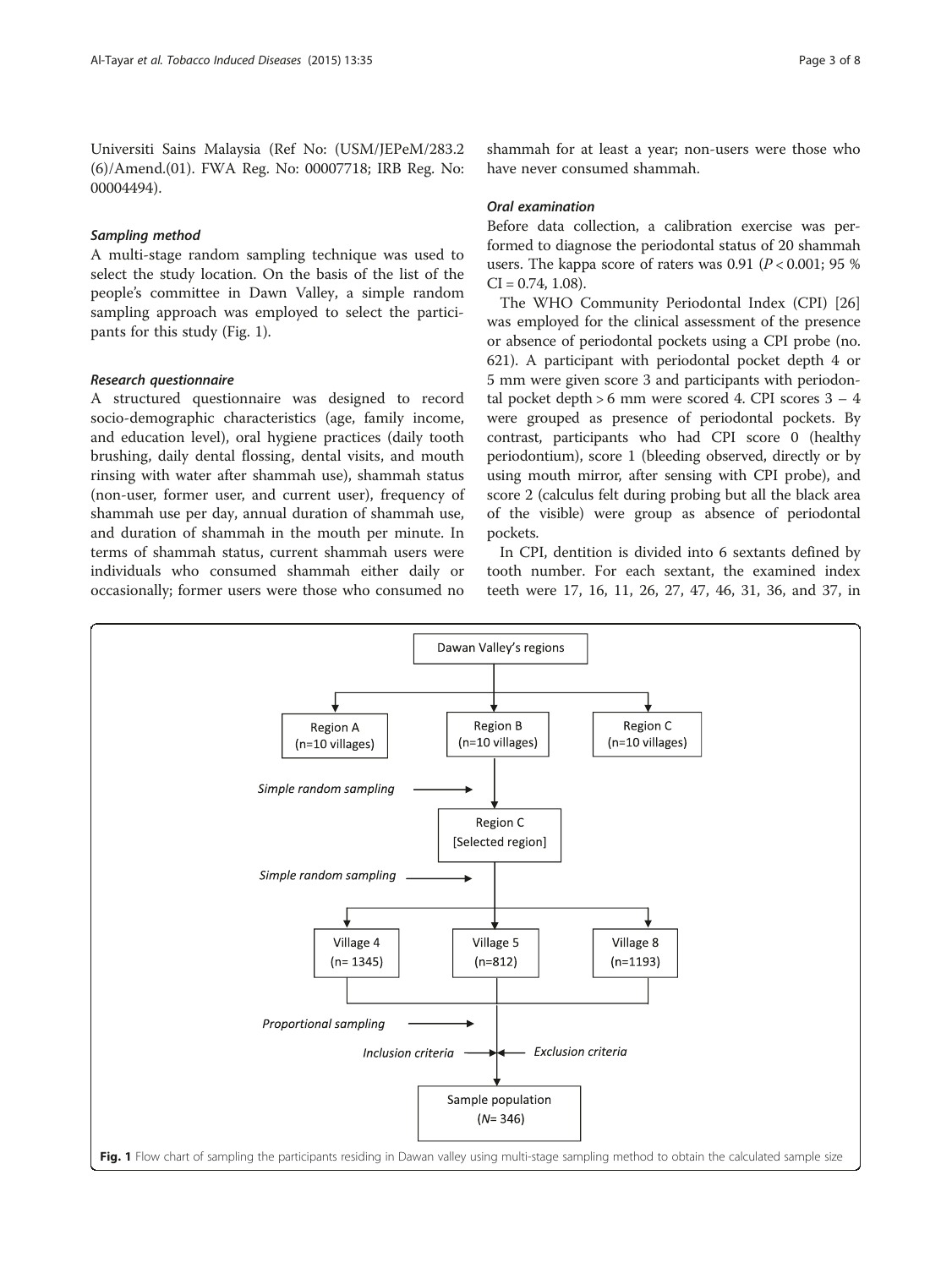Universiti Sains Malaysia (Ref No: (USM/JEPeM/283.2 (6)/Amend.(01). FWA Reg. No: 00007718; IRB Reg. No: 00004494).

#### *Sampling method*

A multi-stage random sampling technique was used to select the study location. On the basis of the list of the people's committee in Dawn Valley, a simple random sampling approach was employed to select the participants for this study (Fig. 1).

#### *Research questionnaire*

A structured questionnaire was designed to record socio-demographic characteristics (age, family income, and education level), oral hygiene practices (daily tooth brushing, daily dental flossing, dental visits, and mouth rinsing with water after shammah use), shammah status (non-user, former user, and current user), frequency of shammah use per day, annual duration of shammah use, and duration of shammah in the mouth per minute. In terms of shammah status, current shammah users were individuals who consumed shammah either daily or occasionally; former users were those who consumed no shammah for at least a year; non-users were those who have never consumed shammah.

#### *Oral examination*

Before data collection, a calibration exercise was performed to diagnose the periodontal status of 20 shammah users. The kappa score of raters was 0.91 ($P < 0.001$; 95 % CI = 0.74, 1.08).

The WHO Community Periodontal Index (CPI) [26] was employed for the clinical assessment of the presence or absence of periodontal pockets using a CPI probe (no. 621). A participant with periodontal pocket depth 4 or 5 mm were given score 3 and participants with periodontal pocket depth > 6 mm were scored 4. CPI scores 3 – 4 were grouped as presence of periodontal pockets. By contrast, participants who had CPI score 0 (healthy periodontium), score 1 (bleeding observed, directly or by using mouth mirror, after sensing with CPI probe), and score 2 (calculus felt during probing but all the black area of the visible) were group as absence of periodontal pockets.

In CPI, dentition is divided into 6 sextants defined by tooth number. For each sextant, the examined index teeth were 17, 16, 11, 26, 27, 47, 46, 31, 36, and 37, in

Dawan Valley's regions → Region A (n=10 villages), Region B (n=10 villages), Region C (n=10 villages) → *Simple random sampling* → Region C [Selected region] → *Simple random sampling* → Village 4 (n= 1345), Village 5 (n=812), Village 8 (n=1193) → *Proportional sampling* → *Inclusion criteria* / *Exclusion criteria* → Sample population ($N$= 346)

**Fig. 1** Flow chart of sampling the participants residing in Dawan valley using multi-stage sampling method to obtain the calculated sample size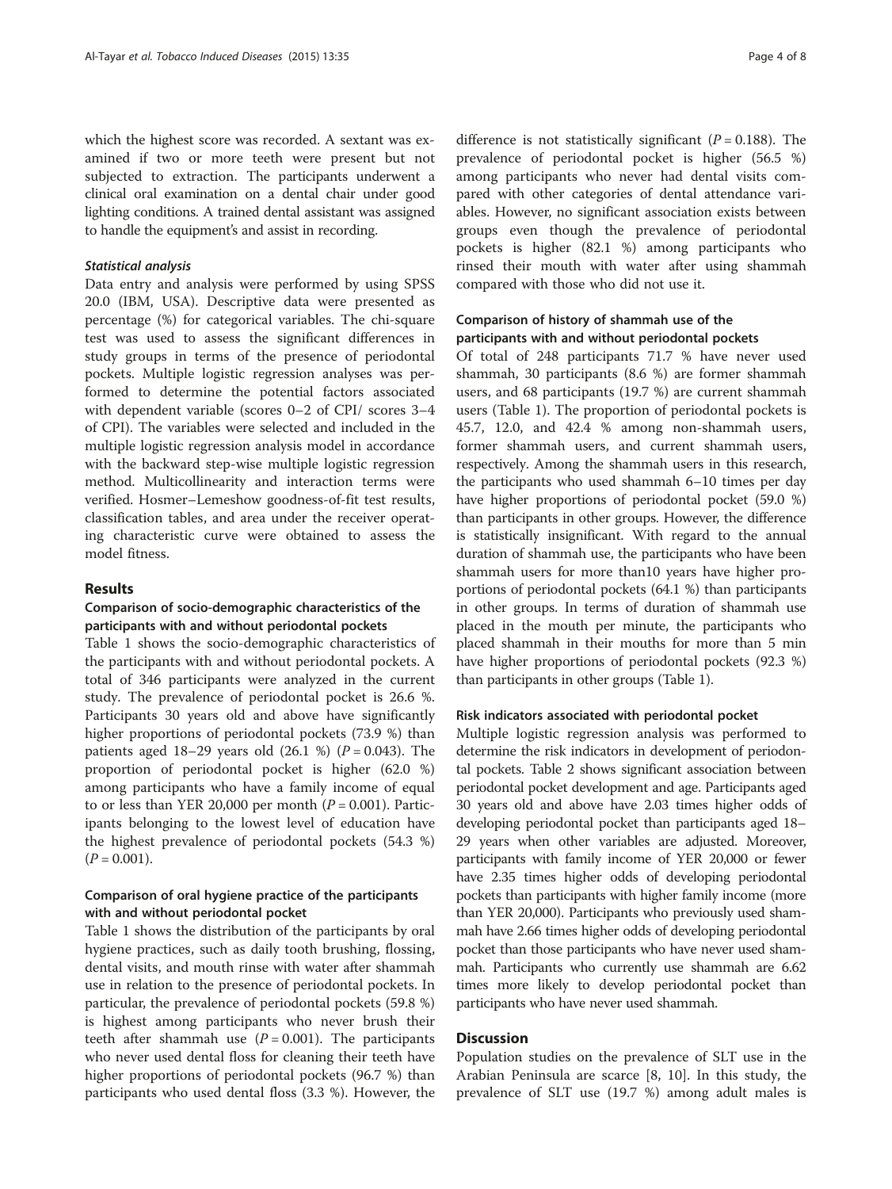which the highest score was recorded. A sextant was examined if two or more teeth were present but not subjected to extraction. The participants underwent a clinical oral examination on a dental chair under good lighting conditions. A trained dental assistant was assigned to handle the equipment's and assist in recording.

#### *Statistical analysis*

Data entry and analysis were performed by using SPSS 20.0 (IBM, USA). Descriptive data were presented as percentage (%) for categorical variables. The chi-square test was used to assess the significant differences in study groups in terms of the presence of periodontal pockets. Multiple logistic regression analyses was performed to determine the potential factors associated with dependent variable (scores 0–2 of CPI/ scores 3–4 of CPI). The variables were selected and included in the multiple logistic regression analysis model in accordance with the backward step-wise multiple logistic regression method. Multicollinearity and interaction terms were verified. Hosmer–Lemeshow goodness-of-fit test results, classification tables, and area under the receiver operating characteristic curve were obtained to assess the model fitness.

## Results

### Comparison of socio-demographic characteristics of the participants with and without periodontal pockets

Table 1 shows the socio-demographic characteristics of the participants with and without periodontal pockets. A total of 346 participants were analyzed in the current study. The prevalence of periodontal pocket is 26.6 %. Participants 30 years old and above have significantly higher proportions of periodontal pockets (73.9 %) than patients aged 18–29 years old (26.1 %) ($P = 0.043$). The proportion of periodontal pocket is higher (62.0 %) among participants who have a family income of equal to or less than YER 20,000 per month ($P = 0.001$). Participants belonging to the lowest level of education have the highest prevalence of periodontal pockets (54.3 %) ($P = 0.001$).

### Comparison of oral hygiene practice of the participants with and without periodontal pocket

Table 1 shows the distribution of the participants by oral hygiene practices, such as daily tooth brushing, flossing, dental visits, and mouth rinse with water after shammah use in relation to the presence of periodontal pockets. In particular, the prevalence of periodontal pockets (59.8 %) is highest among participants who never brush their teeth after shammah use ($P = 0.001$). The participants who never used dental floss for cleaning their teeth have higher proportions of periodontal pockets (96.7 %) than participants who used dental floss (3.3 %). However, the difference is not statistically significant ($P = 0.188$). The prevalence of periodontal pocket is higher (56.5 %) among participants who never had dental visits compared with other categories of dental attendance variables. However, no significant association exists between groups even though the prevalence of periodontal pockets is higher (82.1 %) among participants who rinsed their mouth with water after using shammah compared with those who did not use it.

### Comparison of history of shammah use of the participants with and without periodontal pockets

Of total of 248 participants 71.7 % have never used shammah, 30 participants (8.6 %) are former shammah users, and 68 participants (19.7 %) are current shammah users (Table 1). The proportion of periodontal pockets is 45.7, 12.0, and 42.4 % among non-shammah users, former shammah users, and current shammah users, respectively. Among the shammah users in this research, the participants who used shammah 6–10 times per day have higher proportions of periodontal pocket (59.0 %) than participants in other groups. However, the difference is statistically insignificant. With regard to the annual duration of shammah use, the participants who have been shammah users for more than10 years have higher proportions of periodontal pockets (64.1 %) than participants in other groups. In terms of duration of shammah use placed in the mouth per minute, the participants who placed shammah in their mouths for more than 5 min have higher proportions of periodontal pockets (92.3 %) than participants in other groups (Table 1).

### Risk indicators associated with periodontal pocket

Multiple logistic regression analysis was performed to determine the risk indicators in development of periodontal pockets. Table 2 shows significant association between periodontal pocket development and age. Participants aged 30 years old and above have 2.03 times higher odds of developing periodontal pocket than participants aged 18–29 years when other variables are adjusted. Moreover, participants with family income of YER 20,000 or fewer have 2.35 times higher odds of developing periodontal pockets than participants with higher family income (more than YER 20,000). Participants who previously used shammah have 2.66 times higher odds of developing periodontal pocket than those participants who have never used shammah. Participants who currently use shammah are 6.62 times more likely to develop periodontal pocket than participants who have never used shammah.

## Discussion

Population studies on the prevalence of SLT use in the Arabian Peninsula are scarce [8, 10]. In this study, the prevalence of SLT use (19.7 %) among adult males is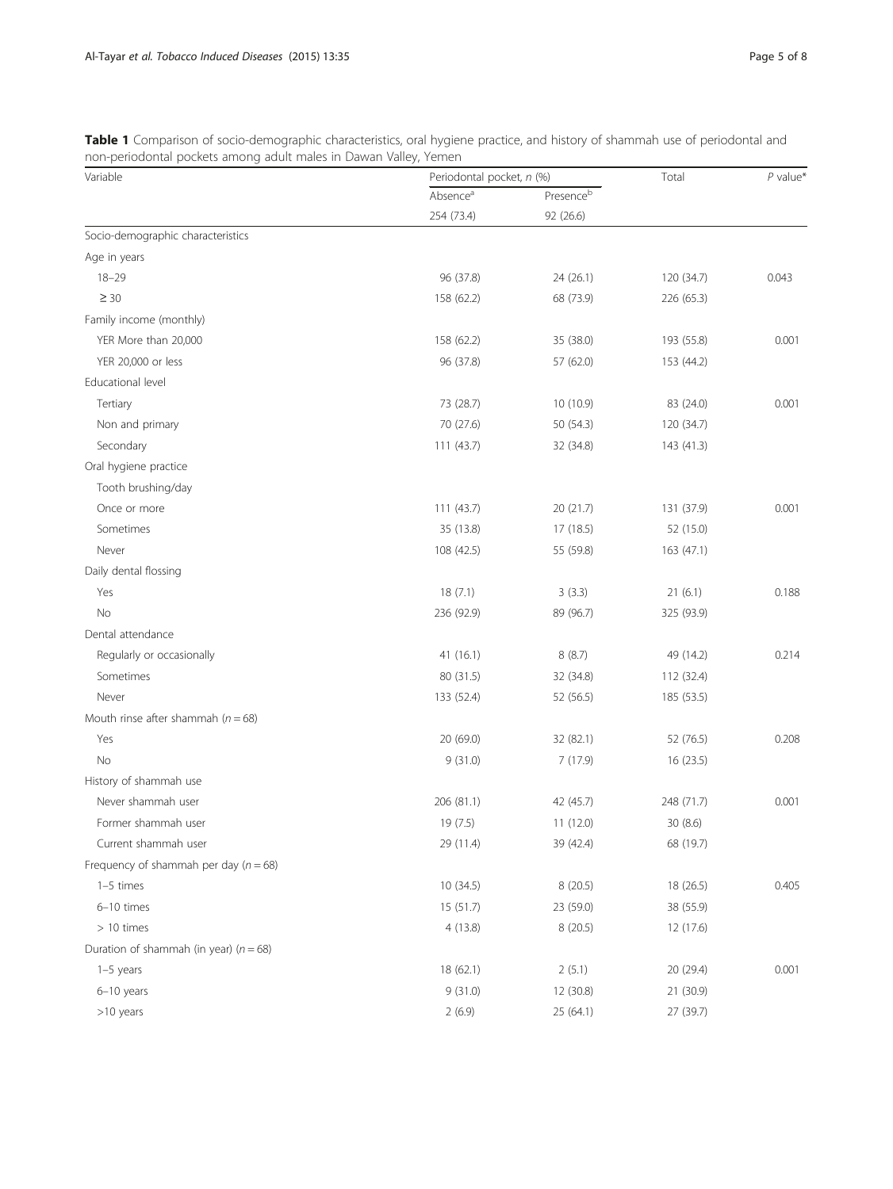**Table 1** Comparison of socio-demographic characteristics, oral hygiene practice, and history of shammah use of periodontal and non-periodontal pockets among adult males in Dawan Valley, Yemen

| Variable | Periodontal pocket, *n* (%) | | Total | *P* value* |
|---|---|---|---|---|
| | Absence[a] | Presence[b] | | |
| | 254 (73.4) | 92 (26.6) | | |
| Socio-demographic characteristics | | | | |
| Age in years | | | | |
| 18–29 | 96 (37.8) | 24 (26.1) | 120 (34.7) | 0.043 |
| ≥ 30 | 158 (62.2) | 68 (73.9) | 226 (65.3) | |
| Family income (monthly) | | | | |
| YER More than 20,000 | 158 (62.2) | 35 (38.0) | 193 (55.8) | 0.001 |
| YER 20,000 or less | 96 (37.8) | 57 (62.0) | 153 (44.2) | |
| Educational level | | | | |
| Tertiary | 73 (28.7) | 10 (10.9) | 83 (24.0) | 0.001 |
| Non and primary | 70 (27.6) | 50 (54.3) | 120 (34.7) | |
| Secondary | 111 (43.7) | 32 (34.8) | 143 (41.3) | |
| Oral hygiene practice | | | | |
| Tooth brushing/day | | | | |
| Once or more | 111 (43.7) | 20 (21.7) | 131 (37.9) | 0.001 |
| Sometimes | 35 (13.8) | 17 (18.5) | 52 (15.0) | |
| Never | 108 (42.5) | 55 (59.8) | 163 (47.1) | |
| Daily dental flossing | | | | |
| Yes | 18 (7.1) | 3 (3.3) | 21 (6.1) | 0.188 |
| No | 236 (92.9) | 89 (96.7) | 325 (93.9) | |
| Dental attendance | | | | |
| Regularly or occasionally | 41 (16.1) | 8 (8.7) | 49 (14.2) | 0.214 |
| Sometimes | 80 (31.5) | 32 (34.8) | 112 (32.4) | |
| Never | 133 (52.4) | 52 (56.5) | 185 (53.5) | |
| Mouth rinse after shammah (*n* = 68) | | | | |
| Yes | 20 (69.0) | 32 (82.1) | 52 (76.5) | 0.208 |
| No | 9 (31.0) | 7 (17.9) | 16 (23.5) | |
| History of shammah use | | | | |
| Never shammah user | 206 (81.1) | 42 (45.7) | 248 (71.7) | 0.001 |
| Former shammah user | 19 (7.5) | 11 (12.0) | 30 (8.6) | |
| Current shammah user | 29 (11.4) | 39 (42.4) | 68 (19.7) | |
| Frequency of shammah per day (*n* = 68) | | | | |
| 1–5 times | 10 (34.5) | 8 (20.5) | 18 (26.5) | 0.405 |
| 6–10 times | 15 (51.7) | 23 (59.0) | 38 (55.9) | |
| > 10 times | 4 (13.8) | 8 (20.5) | 12 (17.6) | |
| Duration of shammah (in year) (*n* = 68) | | | | |
| 1–5 years | 18 (62.1) | 2 (5.1) | 20 (29.4) | 0.001 |
| 6–10 years | 9 (31.0) | 12 (30.8) | 21 (30.9) | |
| >10 years | 2 (6.9) | 25 (64.1) | 27 (39.7) | |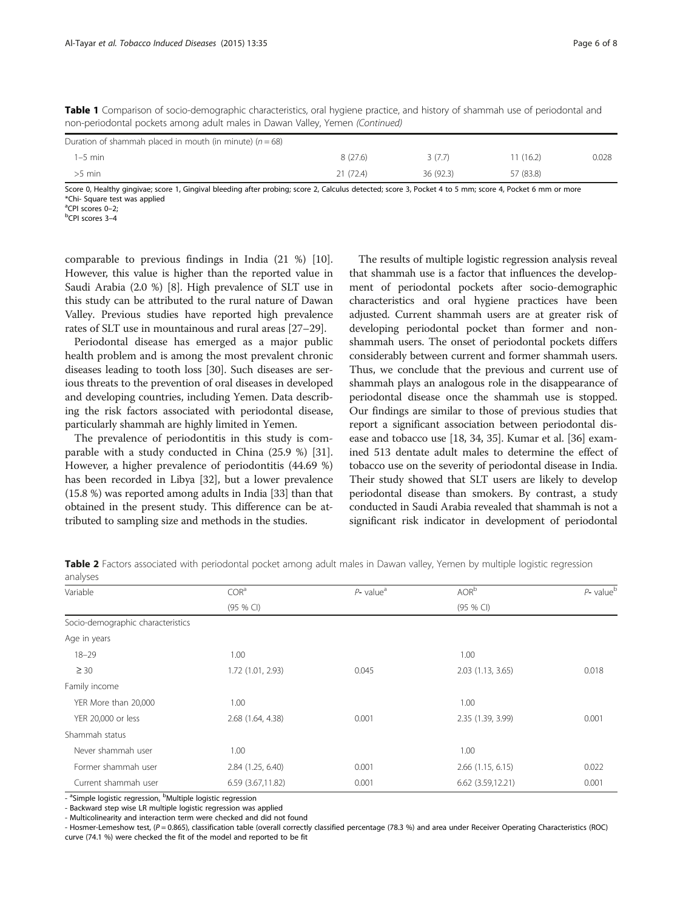**Table 1** Comparison of socio-demographic characteristics, oral hygiene practice, and history of shammah use of periodontal and non-periodontal pockets among adult males in Dawan Valley, Yemen *(Continued)*

| | | | | |
|---|---|---|---|---|
| Duration of shammah placed in mouth (in minute) ($n = 68$) | | | | |
| 1–5 min | 8 (27.6) | 3 (7.7) | 11 (16.2) | 0.028 |
| >5 min | 21 (72.4) | 36 (92.3) | 57 (83.8) | |

Score 0, Healthy gingivae; score 1, Gingival bleeding after probing; score 2, Calculus detected; score 3, Pocket 4 to 5 mm; score 4, Pocket 6 mm or more
*Chi- Square test was applied
[a]CPI scores 0–2;
[b]CPI scores 3–4

comparable to previous findings in India (21 %) [10]. However, this value is higher than the reported value in Saudi Arabia (2.0 %) [8]. High prevalence of SLT use in this study can be attributed to the rural nature of Dawan Valley. Previous studies have reported high prevalence rates of SLT use in mountainous and rural areas [27–29].

Periodontal disease has emerged as a major public health problem and is among the most prevalent chronic diseases leading to tooth loss [30]. Such diseases are serious threats to the prevention of oral diseases in developed and developing countries, including Yemen. Data describing the risk factors associated with periodontal disease, particularly shammah are highly limited in Yemen.

The prevalence of periodontitis in this study is comparable with a study conducted in China (25.9 %) [31]. However, a higher prevalence of periodontitis (44.69 %) has been recorded in Libya [32], but a lower prevalence (15.8 %) was reported among adults in India [33] than that obtained in the present study. This difference can be attributed to sampling size and methods in the studies.

The results of multiple logistic regression analysis reveal that shammah use is a factor that influences the development of periodontal pockets after socio-demographic characteristics and oral hygiene practices have been adjusted. Current shammah users are at greater risk of developing periodontal pocket than former and non-shammah users. The onset of periodontal pockets differs considerably between current and former shammah users. Thus, we conclude that the previous and current use of shammah plays an analogous role in the disappearance of periodontal disease once the shammah use is stopped. Our findings are similar to those of previous studies that report a significant association between periodontal disease and tobacco use [18, 34, 35]. Kumar et al. [36] examined 513 dentate adult males to determine the effect of tobacco use on the severity of periodontal disease in India. Their study showed that SLT users are likely to develop periodontal disease than smokers. By contrast, a study conducted in Saudi Arabia revealed that shammah is not a significant risk indicator in development of periodontal

**Table 2** Factors associated with periodontal pocket among adult males in Dawan valley, Yemen by multiple logistic regression analyses

| Variable | COR[a] (95 % CI) | *P*- value[a] | AOR[b] (95 % CI) | *P*- value[b] |
|---|---|---|---|---|
| Socio-demographic characteristics | | | | |
| Age in years | | | | |
| 18–29 | 1.00 | | 1.00 | |
| ≥ 30 | 1.72 (1.01, 2.93) | 0.045 | 2.03 (1.13, 3.65) | 0.018 |
| Family income | | | | |
| YER More than 20,000 | 1.00 | | 1.00 | |
| YER 20,000 or less | 2.68 (1.64, 4.38) | 0.001 | 2.35 (1.39, 3.99) | 0.001 |
| Shammah status | | | | |
| Never shammah user | 1.00 | | 1.00 | |
| Former shammah user | 2.84 (1.25, 6.40) | 0.001 | 2.66 (1.15, 6.15) | 0.022 |
| Current shammah user | 6.59 (3.67,11.82) | 0.001 | 6.62 (3.59,12.21) | 0.001 |

- [a]Simple logistic regression, [b]Multiple logistic regression
- Backward step wise LR multiple logistic regression was applied
- Multicolinearity and interaction term were checked and did not found
- Hosmer-Lemeshow test, ($P = 0.865$), classification table (overall correctly classified percentage (78.3 %) and area under Receiver Operating Characteristics (ROC) curve (74.1 %) were checked the fit of the model and reported to be fit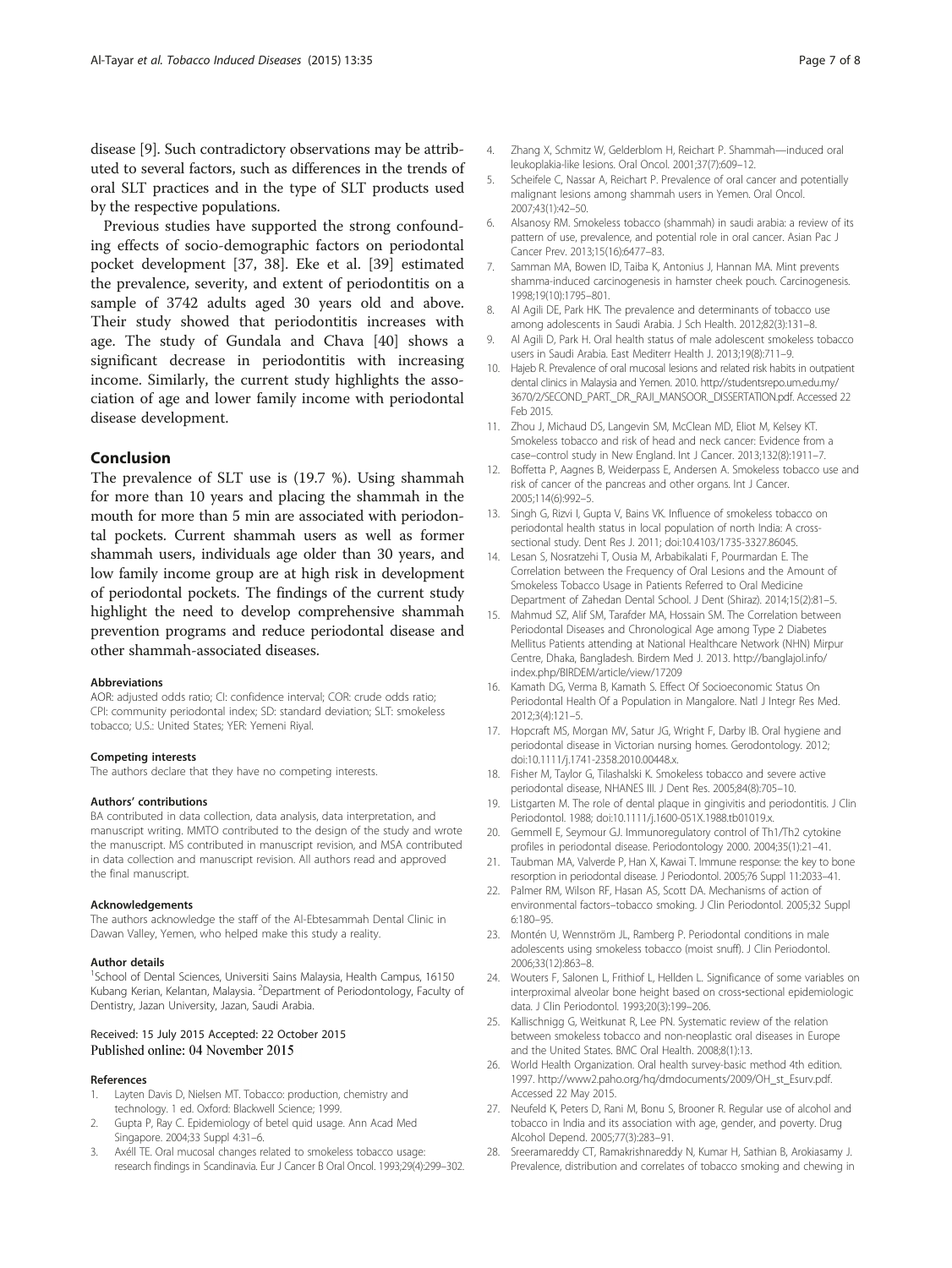disease [9]. Such contradictory observations may be attributed to several factors, such as differences in the trends of oral SLT practices and in the type of SLT products used by the respective populations.

Previous studies have supported the strong confounding effects of socio-demographic factors on periodontal pocket development [37, 38]. Eke et al. [39] estimated the prevalence, severity, and extent of periodontitis on a sample of 3742 adults aged 30 years old and above. Their study showed that periodontitis increases with age. The study of Gundala and Chava [40] shows a significant decrease in periodontitis with increasing income. Similarly, the current study highlights the association of age and lower family income with periodontal disease development.

## Conclusion

The prevalence of SLT use is (19.7 %). Using shammah for more than 10 years and placing the shammah in the mouth for more than 5 min are associated with periodontal pockets. Current shammah users as well as former shammah users, individuals age older than 30 years, and low family income group are at high risk in development of periodontal pockets. The findings of the current study highlight the need to develop comprehensive shammah prevention programs and reduce periodontal disease and other shammah-associated diseases.

#### Abbreviations

AOR: adjusted odds ratio; CI: confidence interval; COR: crude odds ratio; CPI: community periodontal index; SD: standard deviation; SLT: smokeless tobacco; U.S.: United States; YER: Yemeni Riyal.

#### Competing interests

The authors declare that they have no competing interests.

#### Authors' contributions

BA contributed in data collection, data analysis, data interpretation, and manuscript writing. MMTO contributed to the design of the study and wrote the manuscript. MS contributed in manuscript revision, and MSA contributed in data collection and manuscript revision. All authors read and approved the final manuscript.

#### Acknowledgements

The authors acknowledge the staff of the Al-Ebtesammah Dental Clinic in Dawan Valley, Yemen, who helped make this study a reality.

#### Author details

[1]School of Dental Sciences, Universiti Sains Malaysia, Health Campus, 16150 Kubang Kerian, Kelantan, Malaysia. [2]Department of Periodontology, Faculty of Dentistry, Jazan University, Jazan, Saudi Arabia.

Received: 15 July 2015 Accepted: 22 October 2015
Published online: 04 November 2015

#### References

1. Layten Davis D, Nielsen MT. Tobacco: production, chemistry and technology. 1 ed. Oxford: Blackwell Science; 1999.
2. Gupta P, Ray C. Epidemiology of betel quid usage. Ann Acad Med Singapore. 2004;33 Suppl 4:31–6.
3. Axéll TE. Oral mucosal changes related to smokeless tobacco usage: research findings in Scandinavia. Eur J Cancer B Oral Oncol. 1993;29(4):299–302.
4. Zhang X, Schmitz W, Gelderblom H, Reichart P. Shammah—induced oral leukoplakia-like lesions. Oral Oncol. 2001;37(7):609–12.
5. Scheifele C, Nassar A, Reichart P. Prevalence of oral cancer and potentially malignant lesions among shammah users in Yemen. Oral Oncol. 2007;43(1):42–50.
6. Alsanosy RM. Smokeless tobacco (shammah) in saudi arabia: a review of its pattern of use, prevalence, and potential role in oral cancer. Asian Pac J Cancer Prev. 2013;15(16):6477–83.
7. Samman MA, Bowen ID, Taiba K, Antonius J, Hannan MA. Mint prevents shamma-induced carcinogenesis in hamster cheek pouch. Carcinogenesis. 1998;19(10):1795–801.
8. Al Agili DE, Park HK. The prevalence and determinants of tobacco use among adolescents in Saudi Arabia. J Sch Health. 2012;82(3):131–8.
9. Al Agili D, Park H. Oral health status of male adolescent smokeless tobacco users in Saudi Arabia. East Mediterr Health J. 2013;19(8):711–9.
10. Hajeb R. Prevalence of oral mucosal lesions and related risk habits in outpatient dental clinics in Malaysia and Yemen. 2010. http://studentsrepo.um.edu.my/3670/2/SECOND_PART._DR._RAJI_MANSOOR_DISSERTATION.pdf. Accessed 22 Feb 2015.
11. Zhou J, Michaud DS, Langevin SM, McClean MD, Eliot M, Kelsey KT. Smokeless tobacco and risk of head and neck cancer: Evidence from a case–control study in New England. Int J Cancer. 2013;132(8):1911–7.
12. Boffetta P, Aagnes B, Weiderpass E, Andersen A. Smokeless tobacco use and risk of cancer of the pancreas and other organs. Int J Cancer. 2005;114(6):992–5.
13. Singh G, Rizvi I, Gupta V, Bains VK. Influence of smokeless tobacco on periodontal health status in local population of north India: A cross-sectional study. Dent Res J. 2011; doi:10.4103/1735-3327.86045.
14. Lesan S, Nosratzehi T, Ousia M, Arbabikalati F, Pourmardan E. The Correlation between the Frequency of Oral Lesions and the Amount of Smokeless Tobacco Usage in Patients Referred to Oral Medicine Department of Zahedan Dental School. J Dent (Shiraz). 2014;15(2):81–5.
15. Mahmud SZ, Alif SM, Tarafder MA, Hossain SM. The Correlation between Periodontal Diseases and Chronological Age among Type 2 Diabetes Mellitus Patients attending at National Healthcare Network (NHN) Mirpur Centre, Dhaka, Bangladesh. Birdem Med J. 2013. http://banglajol.info/index.php/BIRDEM/article/view/17209
16. Kamath DG, Verma B, Kamath S. Effect Of Socioeconomic Status On Periodontal Health Of a Population in Mangalore. Natl J Integr Res Med. 2012;3(4):121–5.
17. Hopcraft MS, Morgan MV, Satur JG, Wright F, Darby IB. Oral hygiene and periodontal disease in Victorian nursing homes. Gerodontology. 2012; doi:10.1111/j.1741-2358.2010.00448.x.
18. Fisher M, Taylor G, Tilashalski K. Smokeless tobacco and severe active periodontal disease, NHANES III. J Dent Res. 2005;84(8):705–10.
19. Listgarten M. The role of dental plaque in gingivitis and periodontitis. J Clin Periodontol. 1988; doi:10.1111/j.1600-051X.1988.tb01019.x.
20. Gemmell E, Seymour GJ. Immunoregulatory control of Th1/Th2 cytokine profiles in periodontal disease. Periodontology 2000. 2004;35(1):21–41.
21. Taubman MA, Valverde P, Han X, Kawai T. Immune response: the key to bone resorption in periodontal disease. J Periodontol. 2005;76 Suppl 11:2033–41.
22. Palmer RM, Wilson RF, Hasan AS, Scott DA. Mechanisms of action of environmental factors–tobacco smoking. J Clin Periodontol. 2005;32 Suppl 6:180–95.
23. Montén U, Wennström JL, Ramberg P. Periodontal conditions in male adolescents using smokeless tobacco (moist snuff). J Clin Periodontol. 2006;33(12):863–8.
24. Wouters F, Salonen L, Frithiof L, Hellden L. Significance of some variables on interproximal alveolar bone height based on cross-sectional epidemiologic data. J Clin Periodontol. 1993;20(3):199–206.
25. Kallischnigg G, Weitkunat R, Lee PN. Systematic review of the relation between smokeless tobacco and non-neoplastic oral diseases in Europe and the United States. BMC Oral Health. 2008;8(1):13.
26. World Health Organization. Oral health survey-basic method 4th edition. 1997. http://www2.paho.org/hq/dmdocuments/2009/OH_st_Esurv.pdf. Accessed 22 May 2015.
27. Neufeld K, Peters D, Rani M, Bonu S, Brooner R. Regular use of alcohol and tobacco in India and its association with age, gender, and poverty. Drug Alcohol Depend. 2005;77(3):283–91.
28. Sreeramareddy CT, Ramakrishnareddy N, Kumar H, Sathian B, Arokiasamy J. Prevalence, distribution and correlates of tobacco smoking and chewing in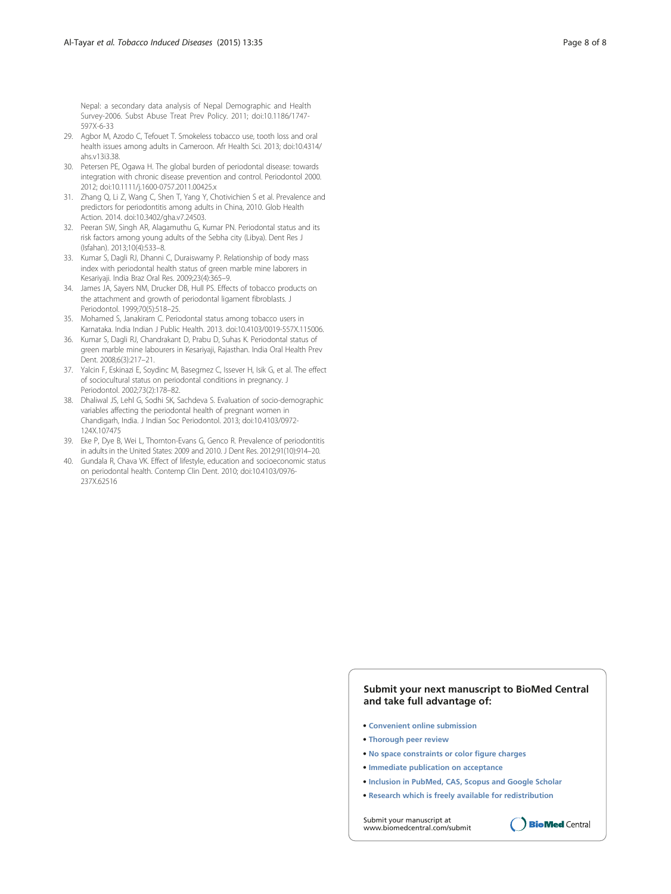Nepal: a secondary data analysis of Nepal Demographic and Health Survey-2006. Subst Abuse Treat Prev Policy. 2011; doi:10.1186/1747-597X-6-33

29. Agbor M, Azodo C, Tefouet T. Smokeless tobacco use, tooth loss and oral health issues among adults in Cameroon. Afr Health Sci. 2013; doi:10.4314/ahs.v13i3.38.
30. Petersen PE, Ogawa H. The global burden of periodontal disease: towards integration with chronic disease prevention and control. Periodontol 2000. 2012; doi:10.1111/j.1600-0757.2011.00425.x
31. Zhang Q, Li Z, Wang C, Shen T, Yang Y, Chotivichien S et al. Prevalence and predictors for periodontitis among adults in China, 2010. Glob Health Action. 2014. doi:10.3402/gha.v7.24503.
32. Peeran SW, Singh AR, Alagamuthu G, Kumar PN. Periodontal status and its risk factors among young adults of the Sebha city (Libya). Dent Res J (Isfahan). 2013;10(4):533–8.
33. Kumar S, Dagli RJ, Dhanni C, Duraiswamy P. Relationship of body mass index with periodontal health status of green marble mine laborers in Kesariyaji. India Braz Oral Res. 2009;23(4):365–9.
34. James JA, Sayers NM, Drucker DB, Hull PS. Effects of tobacco products on the attachment and growth of periodontal ligament fibroblasts. J Periodontol. 1999;70(5):518–25.
35. Mohamed S, Janakiram C. Periodontal status among tobacco users in Karnataka. India Indian J Public Health. 2013. doi:10.4103/0019-557X.115006.
36. Kumar S, Dagli RJ, Chandrakant D, Prabu D, Suhas K. Periodontal status of green marble mine labourers in Kesariyaji, Rajasthan. India Oral Health Prev Dent. 2008;6(3):217–21.
37. Yalcin F, Eskinazi E, Soydinc M, Basegmez C, Issever H, Isik G, et al. The effect of sociocultural status on periodontal conditions in pregnancy. J Periodontol. 2002;73(2):178–82.
38. Dhaliwal JS, Lehl G, Sodhi SK, Sachdeva S. Evaluation of socio-demographic variables affecting the periodontal health of pregnant women in Chandigarh, India. J Indian Soc Periodontol. 2013; doi:10.4103/0972-124X.107475
39. Eke P, Dye B, Wei L, Thornton-Evans G, Genco R. Prevalence of periodontitis in adults in the United States: 2009 and 2010. J Dent Res. 2012;91(10):914–20.
40. Gundala R, Chava VK. Effect of lifestyle, education and socioeconomic status on periodontal health. Contemp Clin Dent. 2010; doi:10.4103/0976-237X.62516

**Submit your next manuscript to BioMed Central and take full advantage of:**

- **Convenient online submission**
- **Thorough peer review**
- **No space constraints or color figure charges**
- **Immediate publication on acceptance**
- **Inclusion in PubMed, CAS, Scopus and Google Scholar**
- **Research which is freely available for redistribution**

Submit your manuscript at
www.biomedcentral.com/submit

BioMed Central